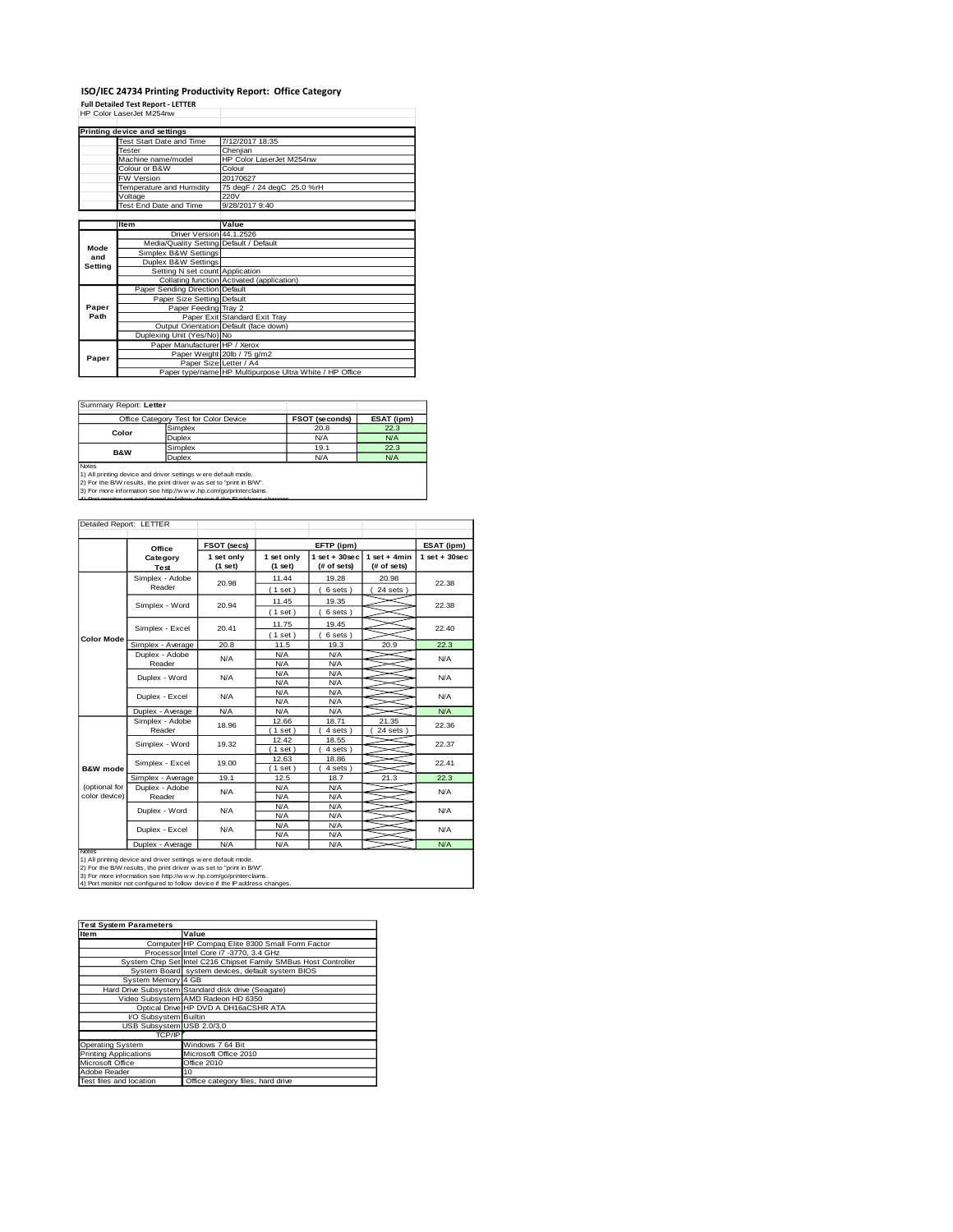# ISO/IEC 24734 Printing Productivity Report: Office Category

**Full Detailed Test Report - LETTER**

HP Color LaserJet M254nw

| Printing device and settings | |
|---|---|
| Test Start Date and Time | 7/12/2017 18:35 |
| Tester | Chenjian |
| Machine name/model | HP Color LaserJet M254nw |
| Colour or B&W | Colour |
| FW Version | 20170627 |
| Temperature and Humidity | 75 degF / 24 degC 25.0 %rH |
| Voltage | 220V |
| Test End Date and Time | 9/28/2017 9:40 |

| | Item | Value |
|---|---|---|
| Mode and Setting | Driver Version | 44.1.2526 |
| | Media/Quality Setting | Default / Default |
| | Simplex B&W Settings | |
| | Duplex B&W Settings | |
| | Setting N set count | Application |
| | Collating function | Activated (application) |
| Paper Path | Paper Sending Direction | Default |
| | Paper Size Setting | Default |
| | Paper Feeding | Tray 2 |
| | Paper Exit | Standard Exit Tray |
| | Output Orientation | Default (face down) |
| | Duplexing Unit (Yes/No) | No |
| Paper | Paper Manufacturer | HP / Xerox |
| | Paper Weight | 20lb / 75 g/m2 |
| | Paper Size | Letter / A4 |
| | Paper type/name | HP Multipurpose Ultra White / HP Office |

Summary Report: **Letter**

| Office Category Test for Color Device | | FSOT (seconds) | ESAT (ipm) |
|---|---|---|---|
| Color | Simplex | 20.8 | 22.3 |
| | Duplex | N/A | N/A |
| B&W | Simplex | 19.1 | 22.3 |
| | Duplex | N/A | N/A |

Notes
1) All printing device and driver settings were default mode.
2) For the B/W results, the print driver was set to "print in B/W".
3) For more information see http://www.hp.com/go/printerclaims.
4) Port monitor not configured to follow device if the IP address changes.

Detailed Report: LETTER

| | Office Category Test | FSOT (secs) 1 set only (1 set) | EFTP (ipm) 1 set only (1 set) | EFTP (ipm) 1 set + 30sec (# of sets) | EFTP (ipm) 1 set + 4min (# of sets) | ESAT (ipm) 1 set + 30sec |
|---|---|---|---|---|---|---|
| Color Mode | Simplex - Adobe Reader | 20.98 | 11.44 (1 set) | 19.28 (6 sets) | 20.98 (24 sets) | 22.38 |
| | Simplex - Word | 20.94 | 11.45 (1 set) | 19.35 (6 sets) | | 22.38 |
| | Simplex - Excel | 20.41 | 11.75 (1 set) | 19.45 (6 sets) | | 22.40 |
| | Simplex - Average | 20.8 | 11.5 | 19.3 | 20.9 | 22.3 |
| | Duplex - Adobe Reader | N/A | N/A N/A | N/A N/A | | N/A |
| | Duplex - Word | N/A | N/A N/A | N/A N/A | | N/A |
| | Duplex - Excel | N/A | N/A N/A | N/A N/A | | N/A |
| | Duplex - Average | N/A | N/A | N/A | | N/A |
| B&W mode (optional for color device) | Simplex - Adobe Reader | 18.96 | 12.66 (1 set) | 18.71 (4 sets) | 21.35 (24 sets) | 22.36 |
| | Simplex - Word | 19.32 | 12.42 (1 set) | 18.55 (4 sets) | | 22.37 |
| | Simplex - Excel | 19.00 | 12.63 (1 set) | 18.86 (4 sets) | | 22.41 |
| | Simplex - Average | 19.1 | 12.5 | 18.7 | 21.3 | 22.3 |
| | Duplex - Adobe Reader | N/A | N/A N/A | N/A N/A | | N/A |
| | Duplex - Word | N/A | N/A N/A | N/A N/A | | N/A |
| | Duplex - Excel | N/A | N/A N/A | N/A N/A | | N/A |
| | Duplex - Average | N/A | N/A | N/A | | N/A |

Notes
1) All printing device and driver settings were default mode.
2) For the B/W results, the print driver was set to "print in B/W".
3) For more information see http://www.hp.com/go/printerclaims.
4) Port monitor not configured to follow device if the IP address changes.

| Test System Parameters | |
|---|---|
| **Item** | **Value** |
| Computer | HP Compaq Elite 8300 Small Form Factor |
| Processor | Intel Core i7 -3770, 3.4 GHz |
| System Chip Set | Intel C216 Chipset Family SMBus Host Controller |
| System Board | system devices, default system BIOS |
| System Memory | 4 GB |
| Hard Drive Subsystem | Standard disk drive (Seagate) |
| Video Subsystem | AMD Radeon HD 6350 |
| Optical Drive | HP DVD A DH16aCSHR ATA |
| I/O Subsystem | Builtin |
| USB Subsystem | USB 2.0/3.0 |
| TCP/IP | |
| Operating System | Windows 7 64 Bit |
| Printing Applications | Microsoft Office 2010 |
| Microsoft Office | Office 2010 |
| Adobe Reader | 10 |
| Test files and location | Office category files, hard drive |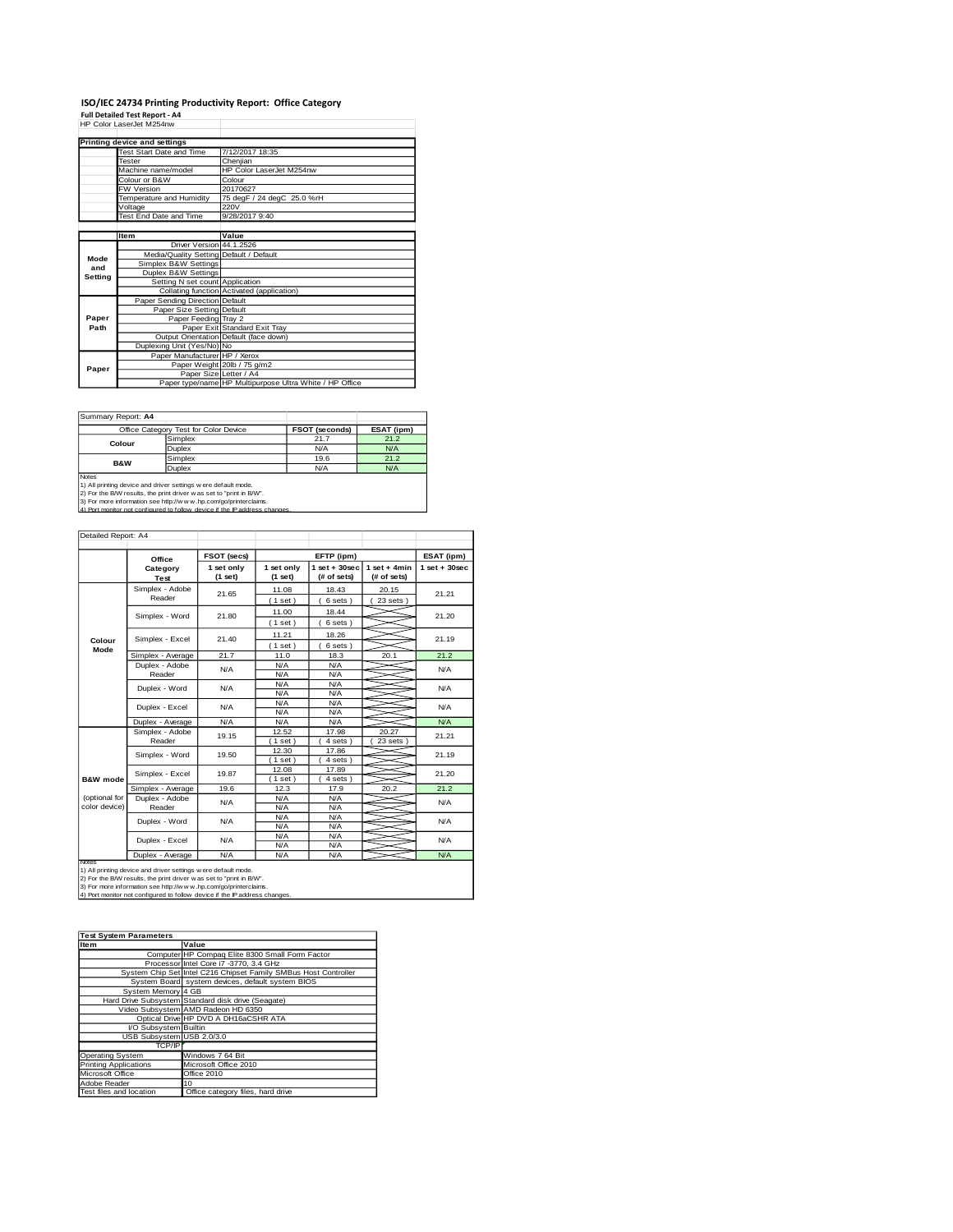# ISO/IEC 24734 Printing Productivity Report: Office Category

**Full Detailed Test Report - A4**

HP Color LaserJet M254nw

| Printing device and settings | | |
|---|---|---|
| | Test Start Date and Time | 7/12/2017 18:35 |
| | Tester | Chenjian |
| | Machine name/model | HP Color LaserJet M254nw |
| | Colour or B&W | Colour |
| | FW Version | 20170627 |
| | Temperature and Humidity | 75 degF / 24 degC 25.0 %rH |
| | Voltage | 220V |
| | Test End Date and Time | 9/28/2017 9:40 |

| | Item | Value |
|---|---|---|
| Mode and Setting | Driver Version | 44.1.2526 |
| | Media/Quality Setting | Default / Default |
| | Simplex B&W Settings | |
| | Duplex B&W Settings | |
| | Setting N set count | Application |
| | Collating function | Activated (application) |
| Paper Path | Paper Sending Direction | Default |
| | Paper Size Setting | Default |
| | Paper Feeding | Tray 2 |
| | Paper Exit | Standard Exit Tray |
| | Output Orientation | Default (face down) |
| | Duplexing Unit (Yes/No) | No |
| Paper | Paper Manufacturer | HP / Xerox |
| | Paper Weight | 20lb / 75 g/m2 |
| | Paper Size | Letter / A4 |
| | Paper type/name | HP Multipurpose Ultra White / HP Office |

Summary Report: **A4**

| Office Category Test for Color Device | | FSOT (seconds) | ESAT (ipm) |
|---|---|---|---|
| Colour | Simplex | 21.7 | 21.2 |
| | Duplex | N/A | N/A |
| B&W | Simplex | 19.6 | 21.2 |
| | Duplex | N/A | N/A |

Notes
1) All printing device and driver settings were default mode.
2) For the B/W results, the print driver was set to "print in B/W".
3) For more information see http://www.hp.com/go/printerclaims.
4) Port monitor not configured to follow device if the IP address changes.

Detailed Report: A4

| | Office Category Test | FSOT (secs) 1 set only (1 set) | EFTP (ipm) 1 set only (1 set) | EFTP (ipm) 1 set + 30sec (# of sets) | EFTP (ipm) 1 set + 4min (# of sets) | ESAT (ipm) 1 set + 30sec |
|---|---|---|---|---|---|---|
| Colour Mode | Simplex - Adobe Reader | 21.65 | 11.08 (1 set) | 18.43 (6 sets) | 20.15 (23 sets) | 21.21 |
| | Simplex - Word | 21.80 | 11.00 (1 set) | 18.44 (6 sets) | | 21.20 |
| | Simplex - Excel | 21.40 | 11.21 (1 set) | 18.26 (6 sets) | | 21.19 |
| | Simplex - Average | 21.7 | 11.0 | 18.3 | 20.1 | 21.2 |
| | Duplex - Adobe Reader | N/A | N/A / N/A | N/A / N/A | | N/A |
| | Duplex - Word | N/A | N/A / N/A | N/A / N/A | | N/A |
| | Duplex - Excel | N/A | N/A / N/A | N/A / N/A | | N/A |
| | Duplex - Average | N/A | N/A | N/A | | N/A |
| B&W mode (optional for color device) | Simplex - Adobe Reader | 19.15 | 12.52 (1 set) | 17.98 (4 sets) | 20.27 (23 sets) | 21.21 |
| | Simplex - Word | 19.50 | 12.30 (1 set) | 17.86 (4 sets) | | 21.19 |
| | Simplex - Excel | 19.87 | 12.08 (1 set) | 17.89 (4 sets) | | 21.20 |
| | Simplex - Average | 19.6 | 12.3 | 17.9 | 20.2 | 21.2 |
| | Duplex - Adobe Reader | N/A | N/A / N/A | N/A / N/A | | N/A |
| | Duplex - Word | N/A | N/A / N/A | N/A / N/A | | N/A |
| | Duplex - Excel | N/A | N/A / N/A | N/A / N/A | | N/A |
| | Duplex - Average | N/A | N/A | N/A | | N/A |

Notes
1) All printing device and driver settings were default mode.
2) For the B/W results, the print driver was set to "print in B/W".
3) For more information see http://www.hp.com/go/printerclaims.
4) Port monitor not configured to follow device if the IP address changes.

| Test System Parameters | |
|---|---|
| **Item** | **Value** |
| Computer | HP Compaq Elite 8300 Small Form Factor |
| Processor | Intel Core i7 -3770, 3.4 GHz |
| System Chip Set | Intel C216 Chipset Family SMBus Host Controller |
| System Board | system devices, default system BIOS |
| System Memory | 4 GB |
| Hard Drive Subsystem | Standard disk drive (Seagate) |
| Video Subsystem | AMD Radeon HD 6350 |
| Optical Drive | HP DVD A DH16aCSHR ATA |
| I/O Subsystem | Builtin |
| USB Subsystem | USB 2.0/3.0 |
| TCP/IP | |
| Operating System | Windows 7 64 Bit |
| Printing Applications | Microsoft Office 2010 |
| Microsoft Office | Office 2010 |
| Adobe Reader | 10 |
| Test files and location | Office category files, hard drive |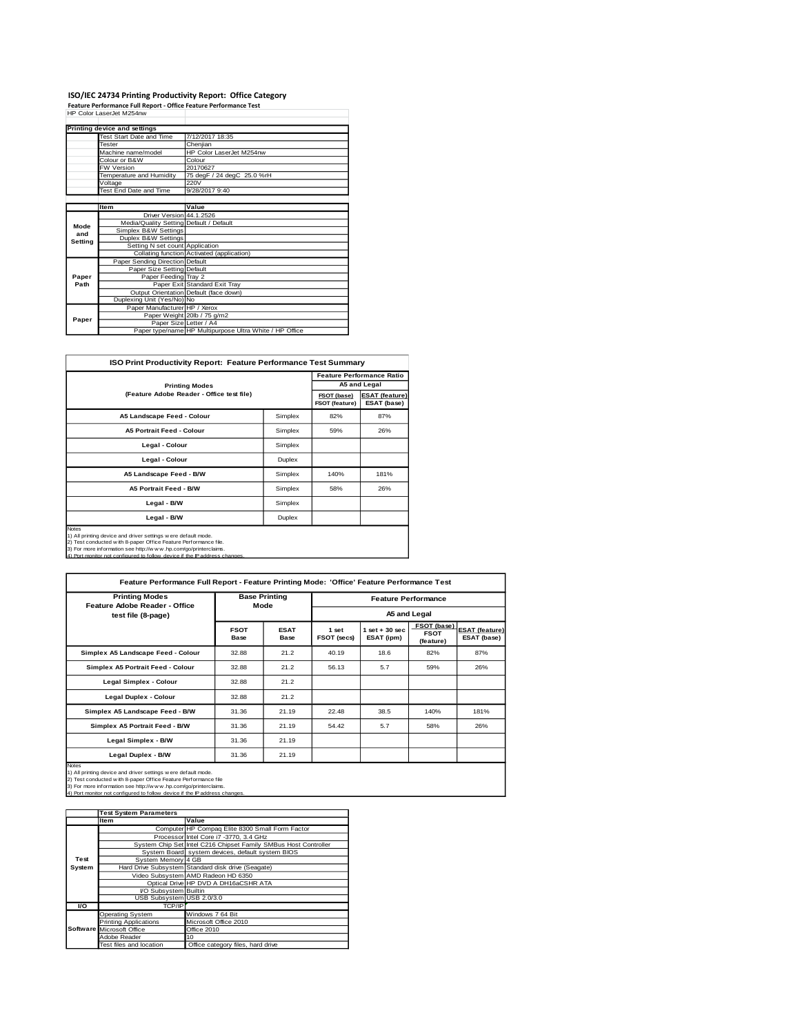## ISO/IEC 24734 Printing Productivity Report: Office Category

**Feature Performance Full Report - Office Feature Performance Test**

HP Color LaserJet M254nw

| Printing device and settings | |
|---|---|
| Test Start Date and Time | 7/12/2017 18:35 |
| Tester | Chenjian |
| Machine name/model | HP Color LaserJet M254nw |
| Colour or B&W | Colour |
| FW Version | 20170627 |
| Temperature and Humidity | 75 degF / 24 degC 25.0 %rH |
| Voltage | 220V |
| Test End Date and Time | 9/28/2017 9:40 |

| | Item | Value |
|---|---|---|
| Mode and Setting | Driver Version | 44.1.2526 |
| | Media/Quality Setting | Default / Default |
| | Simplex B&W Settings | |
| | Duplex B&W Settings | |
| | Setting N set count | Application |
| | Collating function | Activated (application) |
| Paper Path | Paper Sending Direction | Default |
| | Paper Size Setting | Default |
| | Paper Feeding | Tray 2 |
| | Paper Exit | Standard Exit Tray |
| | Output Orientation | Default (face down) |
| | Duplexing Unit (Yes/No) | No |
| Paper | Paper Manufacturer | HP / Xerox |
| | Paper Weight | 20lb / 75 g/m2 |
| | Paper Size | Letter / A4 |
| | Paper type/name | HP Multipurpose Ultra White / HP Office |

**ISO Print Productivity Report: Feature Performance Test Summary**

| Printing Modes (Feature Adobe Reader - Office test file) | | Feature Performance Ratio A5 and Legal | |
|---|---|---|---|
| | | FSOT (base) / FSOT (feature) | ESAT (feature) / ESAT (base) |
| A5 Landscape Feed - Colour | Simplex | 82% | 87% |
| A5 Portrait Feed - Colour | Simplex | 59% | 26% |
| Legal - Colour | Simplex | | |
| Legal - Colour | Duplex | | |
| A5 Landscape Feed - B/W | Simplex | 140% | 181% |
| A5 Portrait Feed - B/W | Simplex | 58% | 26% |
| Legal - B/W | Simplex | | |
| Legal - B/W | Duplex | | |

Notes
1) All printing device and driver settings were default mode.
2) Test conducted with 8-paper Office Feature Performance file.
3) For more information see http://www.hp.com/go/printerclaims.
4) Port monitor not configured to follow device if the IP address changes.

**Feature Performance Full Report - Feature Printing Mode: 'Office' Feature Performance Test**

| Printing Modes Feature Adobe Reader - Office test file (8-page) | Base Printing Mode | | Feature Performance A5 and Legal | | | |
|---|---|---|---|---|---|---|
| | FSOT Base | ESAT Base | 1 set FSOT (secs) | 1 set + 30 sec ESAT (ipm) | FSOT (base) / FSOT (feature) | ESAT (feature) / ESAT (base) |
| Simplex A5 Landscape Feed - Colour | 32.88 | 21.2 | 40.19 | 18.6 | 82% | 87% |
| Simplex A5 Portrait Feed - Colour | 32.88 | 21.2 | 56.13 | 5.7 | 59% | 26% |
| Legal Simplex - Colour | 32.88 | 21.2 | | | | |
| Legal Duplex - Colour | 32.88 | 21.2 | | | | |
| Simplex A5 Landscape Feed - B/W | 31.36 | 21.19 | 22.48 | 38.5 | 140% | 181% |
| Simplex A5 Portrait Feed - B/W | 31.36 | 21.19 | 54.42 | 5.7 | 58% | 26% |
| Legal Simplex - B/W | 31.36 | 21.19 | | | | |
| Legal Duplex - B/W | 31.36 | 21.19 | | | | |

Notes
1) All printing device and driver settings were default mode.
2) Test conducted with 8-paper Office Feature Performance file
3) For more information see http://www.hp.com/go/printerclaims.
4) Port monitor not configured to follow device if the IP address changes.

| | Test System Parameters | |
|---|---|---|
| | Item | Value |
| Test System | Computer | HP Compaq Elite 8300 Small Form Factor |
| | Processor | Intel Core i7 -3770, 3.4 GHz |
| | System Chip Set | Intel C216 Chipset Family SMBus Host Controller |
| | System Board | system devices, default system BIOS |
| | System Memory | 4 GB |
| | Hard Drive Subsystem | Standard disk drive (Seagate) |
| | Video Subsystem | AMD Radeon HD 6350 |
| | Optical Drive | HP DVD A DH16aCSHR ATA |
| | I/O Subsystem | Builtin |
| | USB Subsystem | USB 2.0/3.0 |
| I/O | TCP/IP | |
| Software | Operating System | Windows 7 64 Bit |
| | Printing Applications | Microsoft Office 2010 |
| | Microsoft Office | Office 2010 |
| | Adobe Reader | 10 |
| | Test files and location | Office category files, hard drive |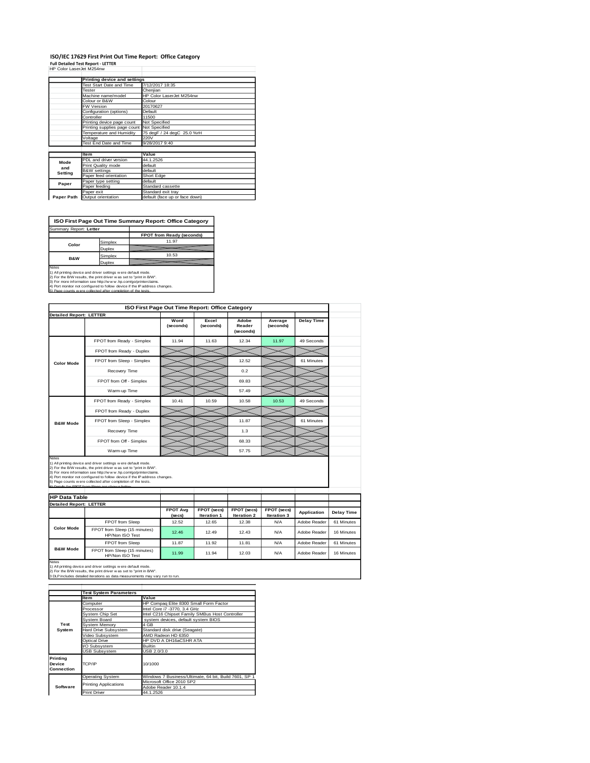# ISO/IEC 17629 First Print Out Time Report: Office Category

**Full Detailed Test Report - LETTER**

HP Color LaserJet M254nw

| | Printing device and settings | |
|---|---|---|
| | Test Start Date and Time | 7/12/2017 18:35 |
| | Tester | Chenjian |
| | Machine name/model | HP Color LaserJet M254nw |
| | Colour or B&W | Colour |
| | FW Version | 20170627 |
| | Configuration (options) | Default |
| | Controller | 11500 |
| | Printing device page count | Not Specified |
| | Printing supplies page count | Not Specified |
| | Temperature and Humidity | 75 degF / 24 degC 25.0 %rH |
| | Voltage | 220V |
| | Test End Date and Time | 9/28/2017 9:40 |

| | Item | Value |
|---|---|---|
| Mode and Setting | PDL and driver version | 44.1.2526 |
| | Print Quality mode | default |
| | B&W settings | default |
| | Paper feed orientation | Short Edge |
| Paper | Paper type setting | default |
| | Paper feeding | Standard cassette |
| | Paper exit | Standard exit tray |
| Paper Path | Output orientation | default (face up or face down) |

## ISO First Page Out Time Summary Report: Office Category

Summary Report: **Letter**

| | | FPOT from Ready (seconds) |
|---|---|---|
| Color | Simplex | 11.97 |
| | Duplex | |
| B&W | Simplex | 10.53 |
| | Duplex | |

Notes
1) All printing device and driver settings were default mode.
2) For the B/W results, the print driver was set to "print in B/W".
3) For more information see http://www.hp.com/go/printerclaims.
4) Port monitor not configured to follow device if the IP address changes.
5) Page counts were collected after completion of the tests.

## ISO First Page Out Time Report: Office Category

Detailed Report: LETTER

| | | Word (seconds) | Excel (seconds) | Adobe Reader (seconds) | Average (seconds) | Delay Time |
|---|---|---|---|---|---|---|
| Color Mode | FPOT from Ready - Simplex | 11.94 | 11.63 | 12.34 | 11.97 | 49 Seconds |
| | FPOT from Ready - Duplex | | | | | |
| | FPOT from Sleep - Simplex | | | 12.52 | | 61 Minutes |
| | Recovery Time | | | 0.2 | | |
| | FPOT from Off - Simplex | | | 69.83 | | |
| | Warm-up Time | | | 57.49 | | |
| B&W Mode | FPOT from Ready - Simplex | 10.41 | 10.59 | 10.58 | 10.53 | 49 Seconds |
| | FPOT from Ready - Duplex | | | | | |
| | FPOT from Sleep - Simplex | | | 11.87 | | 61 Minutes |
| | Recovery Time | | | 1.3 | | |
| | FPOT from Off - Simplex | | | 68.33 | | |
| | Warm-up Time | | | 57.75 | | |

Notes
1) All printing device and driver settings were default mode.
2) For the B/W results, the print driver was set to "print in B/W".
3) For more information see http://www.hp.com/go/printerclaims.
4) Port monitor not configured to follow device if the IP address changes.
5) Page counts were collected after completion of the tests.
6) Details for FPOT from Sleep are shown below.

## HP Data Table

Detailed Report: LETTER

| | | FPOT Avg (secs) | FPOT (secs) Iteration 1 | FPOT (secs) Iteration 2 | FPOT (secs) Iteration 3 | Application | Delay Time |
|---|---|---|---|---|---|---|---|
| Color Mode | FPOT from Sleep | 12.52 | 12.65 | 12.38 | N/A | Adobe Reader | 61 Minutes |
| | FPOT from Sleep (15 minutes) HP/Non ISO Test | 12.46 | 12.49 | 12.43 | N/A | Adobe Reader | 16 Minutes |
| B&W Mode | FPOT from Sleep | 11.87 | 11.92 | 11.81 | N/A | Adobe Reader | 61 Minutes |
| | FPOT from Sleep (15 minutes) HP/Non ISO Test | 11.99 | 11.94 | 12.03 | N/A | Adobe Reader | 16 Minutes |

Notes
1) All printing device and driver settings were default mode.
2) For the B/W results, the print driver was set to "print in B/W".
3 DLP includes detailed iterations as data measurements may vary run to run.

| | Test System Parameters | |
|---|---|---|
| | Item | Value |
| Test System | Computer | HP Compaq Elite 8300 Small Form Factor |
| | Processor | Intel Core i7 -3770, 3.4 GHz |
| | System Chip Set | Intel C216 Chipset Family SMBus Host Controller |
| | System Board | system devices, default system BIOS |
| | System Memory | 4 GB |
| | Hard Drive Subsystem | Standard disk drive (Seagate) |
| | Video Subsystem | AMD Radeon HD 6350 |
| | Optical Drive | HP DVD A DH16aCSHR ATA |
| | I/O Subsystem | Builtin |
| | USB Subsystem | USB 2.0/3.0 |
| Printing Device Connection | TCP/IP | 10/1000 |
| Software | Operating System | Windows 7 Business/Ultimate, 64 bit, Build 7601, SP 1 |
| | Printing Applications | Microsoft Office 2010 SP2 |
| | | Adobe Reader 10.1.4 |
| | Print Driver | 44.1.2526 |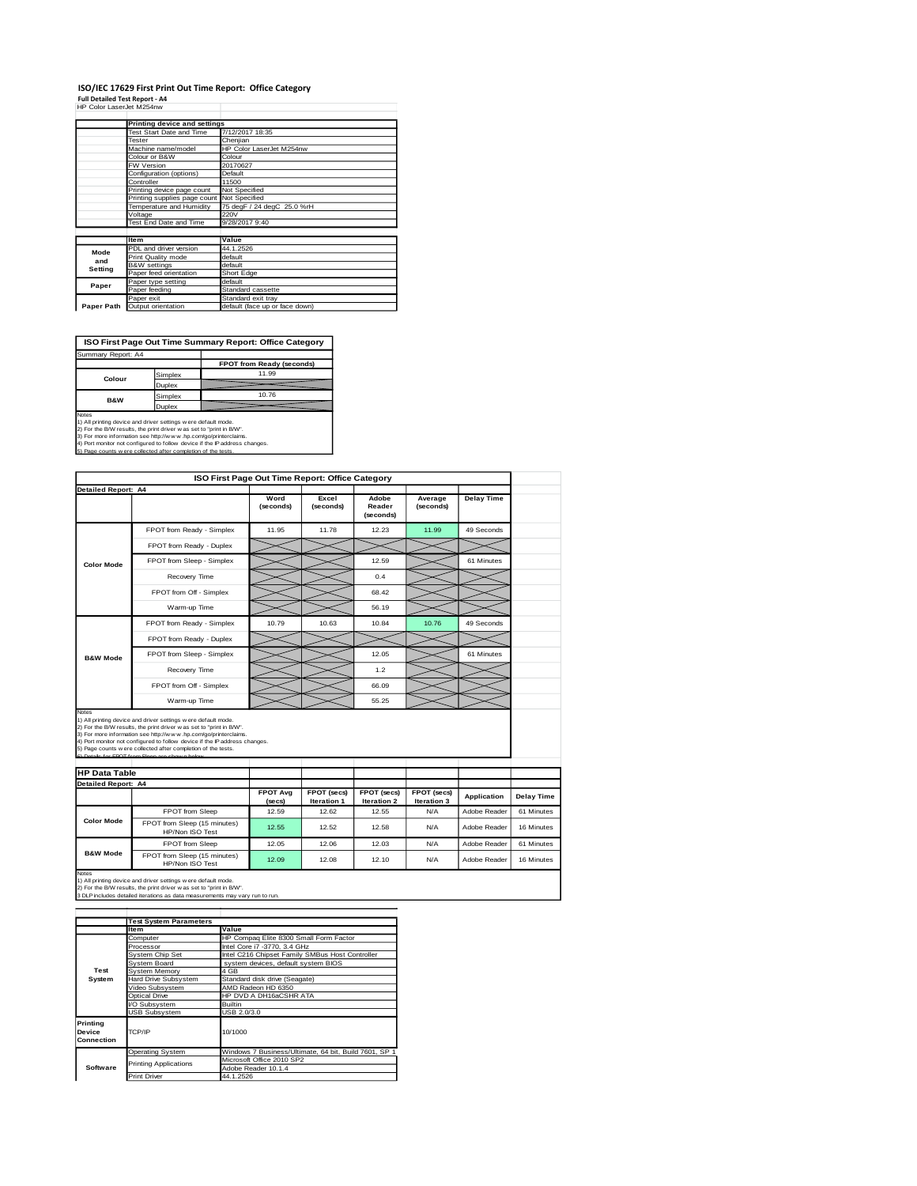# ISO/IEC 17629 First Print Out Time Report: Office Category

**Full Detailed Test Report - A4**

HP Color LaserJet M254nw

| | Printing device and settings | |
|---|---|---|
| | Test Start Date and Time | 7/12/2017 18:35 |
| | Tester | Chenjian |
| | Machine name/model | HP Color LaserJet M254nw |
| | Colour or B&W | Colour |
| | FW Version | 20170627 |
| | Configuration (options) | Default |
| | Controller | 11500 |
| | Printing device page count | Not Specified |
| | Printing supplies page count | Not Specified |
| | Temperature and Humidity | 75 degF / 24 degC 25.0 %rH |
| | Voltage | 220V |
| | Test End Date and Time | 9/28/2017 9:40 |

| | Item | Value |
|---|---|---|
| Mode and Setting | PDL and driver version | 44.1.2526 |
| | Print Quality mode | default |
| | B&W settings | default |
| | Paper feed orientation | Short Edge |
| Paper | Paper type setting | default |
| | Paper feeding | Standard cassette |
| | Paper exit | Standard exit tray |
| Paper Path | Output orientation | default (face up or face down) |

| ISO First Page Out Time Summary Report: Office Category | | |
|---|---|---|
| Summary Report: A4 | | |
| | | FPOT from Ready (seconds) |
| Colour | Simplex | 11.99 |
| | Duplex | |
| B&W | Simplex | 10.76 |
| | Duplex | |

Notes
1) All printing device and driver settings were default mode.
2) For the B/W results, the print driver was set to "print in B/W".
3) For more information see http://www.hp.com/go/printerclaims.
4) Port monitor not configured to follow device if the IP address changes.
5) Page counts were collected after completion of the tests.

| ISO First Page Out Time Report: Office Category | | | | | | |
|---|---|---|---|---|---|---|
| Detailed Report: A4 | | Word (seconds) | Excel (seconds) | Adobe Reader (seconds) | Average (seconds) | Delay Time |
| Color Mode | FPOT from Ready - Simplex | 11.95 | 11.78 | 12.23 | 11.99 | 49 Seconds |
| | FPOT from Ready - Duplex | | | | | |
| | FPOT from Sleep - Simplex | | | 12.59 | | 61 Minutes |
| | Recovery Time | | | 0.4 | | |
| | FPOT from Off - Simplex | | | 68.42 | | |
| | Warm-up Time | | | 56.19 | | |
| B&W Mode | FPOT from Ready - Simplex | 10.79 | 10.63 | 10.84 | 10.76 | 49 Seconds |
| | FPOT from Ready - Duplex | | | | | |
| | FPOT from Sleep - Simplex | | | 12.05 | | 61 Minutes |
| | Recovery Time | | | 1.2 | | |
| | FPOT from Off - Simplex | | | 66.09 | | |
| | Warm-up Time | | | 55.25 | | |

Notes
1) All printing device and driver settings were default mode.
2) For the B/W results, the print driver was set to "print in B/W".
3) For more information see http://www.hp.com/go/printerclaims.
4) Port monitor not configured to follow device if the IP address changes.
5) Page counts were collected after completion of the tests.
6) Details for FPOT from Sleep are shown below.

| HP Data Table | | | | | | | |
|---|---|---|---|---|---|---|---|
| Detailed Report: A4 | | FPOT Avg (secs) | FPOT (secs) Iteration 1 | FPOT (secs) Iteration 2 | FPOT (secs) Iteration 3 | Application | Delay Time |
| Color Mode | FPOT from Sleep | 12.59 | 12.62 | 12.55 | N/A | Adobe Reader | 61 Minutes |
| | FPOT from Sleep (15 minutes) HP/Non ISO Test | 12.55 | 12.52 | 12.58 | N/A | Adobe Reader | 16 Minutes |
| B&W Mode | FPOT from Sleep | 12.05 | 12.06 | 12.03 | N/A | Adobe Reader | 61 Minutes |
| | FPOT from Sleep (15 minutes) HP/Non ISO Test | 12.09 | 12.08 | 12.10 | N/A | Adobe Reader | 16 Minutes |

Notes
1) All printing device and driver settings were default mode.
2) For the B/W results, the print driver was set to "print in B/W".
3 DLP includes detailed iterations as data measurements may vary run to run.

| | Test System Parameters | |
|---|---|---|
| | Item | Value |
| Test System | Computer | HP Compaq Elite 8300 Small Form Factor |
| | Processor | Intel Core i7 -3770, 3.4 GHz |
| | System Chip Set | Intel C216 Chipset Family SMBus Host Controller |
| | System Board | system devices, default system BIOS |
| | System Memory | 4 GB |
| | Hard Drive Subsystem | Standard disk drive (Seagate) |
| | Video Subsystem | AMD Radeon HD 6350 |
| | Optical Drive | HP DVD A DH16aCSHR ATA |
| | I/O Subsystem | Builtin |
| | USB Subsystem | USB 2.0/3.0 |
| Printing Device Connection | TCP/IP | 10/1000 |
| Software | Operating System | Windows 7 Business/Ultimate, 64 bit, Build 7601, SP 1 |
| | Printing Applications | Microsoft Office 2010 SP2 |
| | | Adobe Reader 10.1.4 |
| | Print Driver | 44.1.2526 |